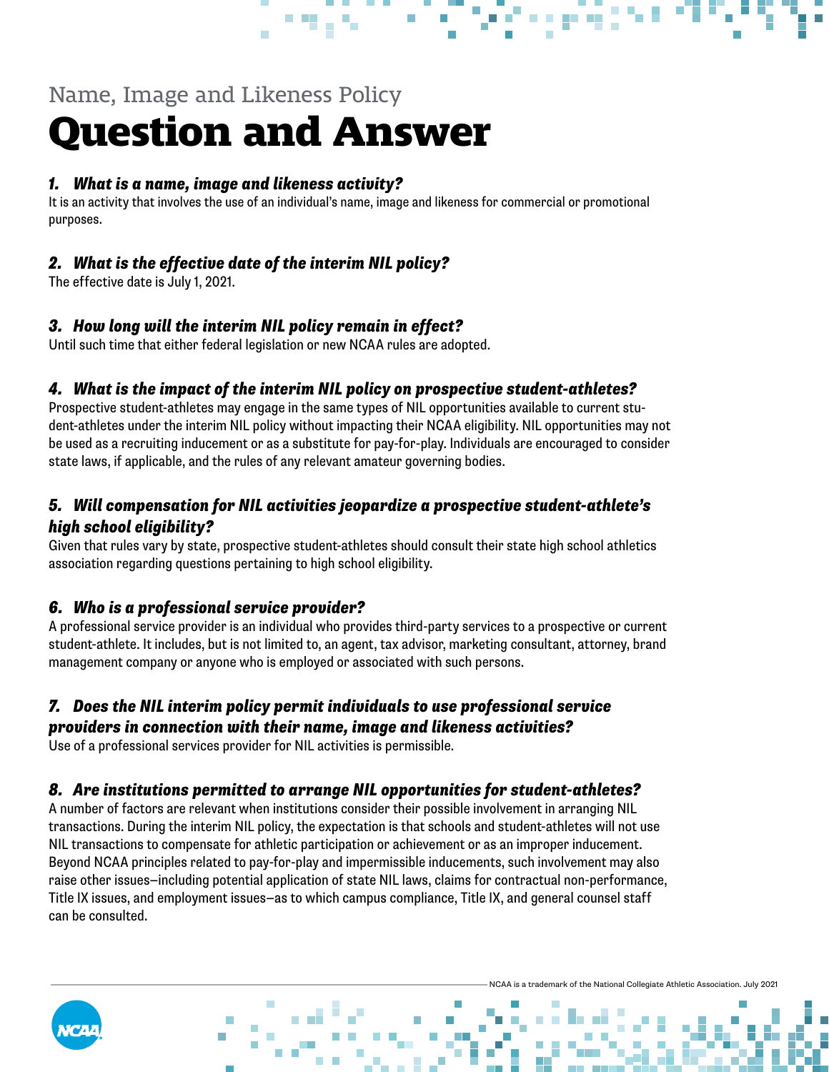Name, Image and Likeness Policy

# Question and Answer

### *1. What is a name, image and likeness activity?*

It is an activity that involves the use of an individual's name, image and likeness for commercial or promotional purposes.

### *2. What is the effective date of the interim NIL policy?*

The effective date is July 1, 2021.

### *3. How long will the interim NIL policy remain in effect?*

Until such time that either federal legislation or new NCAA rules are adopted.

### *4. What is the impact of the interim NIL policy on prospective student-athletes?*

Prospective student-athletes may engage in the same types of NIL opportunities available to current student-athletes under the interim NIL policy without impacting their NCAA eligibility. NIL opportunities may not be used as a recruiting inducement or as a substitute for pay-for-play. Individuals are encouraged to consider state laws, if applicable, and the rules of any relevant amateur governing bodies.

### *5. Will compensation for NIL activities jeopardize a prospective student-athlete's high school eligibility?*

Given that rules vary by state, prospective student-athletes should consult their state high school athletics association regarding questions pertaining to high school eligibility.

### *6. Who is a professional service provider?*

A professional service provider is an individual who provides third-party services to a prospective or current student-athlete. It includes, but is not limited to, an agent, tax advisor, marketing consultant, attorney, brand management company or anyone who is employed or associated with such persons.

### *7. Does the NIL interim policy permit individuals to use professional service providers in connection with their name, image and likeness activities?*

Use of a professional services provider for NIL activities is permissible.

### *8. Are institutions permitted to arrange NIL opportunities for student-athletes?*

A number of factors are relevant when institutions consider their possible involvement in arranging NIL transactions. During the interim NIL policy, the expectation is that schools and student-athletes will not use NIL transactions to compensate for athletic participation or achievement or as an improper inducement. Beyond NCAA principles related to pay-for-play and impermissible inducements, such involvement may also raise other issues—including potential application of state NIL laws, claims for contractual non-performance, Title IX issues, and employment issues—as to which campus compliance, Title IX, and general counsel staff can be consulted.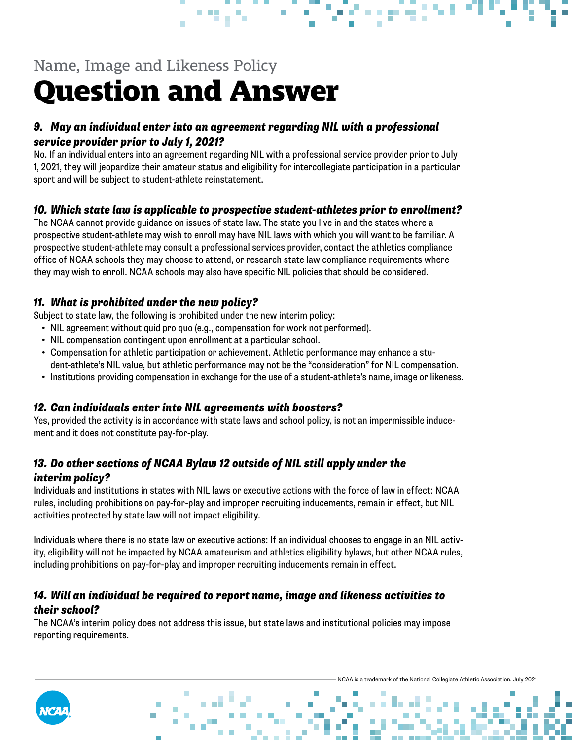Name, Image and Likeness Policy

# Question and Answer

### *9. May an individual enter into an agreement regarding NIL with a professional service provider prior to July 1, 2021?*

No. If an individual enters into an agreement regarding NIL with a professional service provider prior to July 1, 2021, they will jeopardize their amateur status and eligibility for intercollegiate participation in a particular sport and will be subject to student-athlete reinstatement.

### *10. Which state law is applicable to prospective student-athletes prior to enrollment?*

The NCAA cannot provide guidance on issues of state law. The state you live in and the states where a prospective student-athlete may wish to enroll may have NIL laws with which you will want to be familiar. A prospective student-athlete may consult a professional services provider, contact the athletics compliance office of NCAA schools they may choose to attend, or research state law compliance requirements where they may wish to enroll. NCAA schools may also have specific NIL policies that should be considered.

### *11. What is prohibited under the new policy?*

Subject to state law, the following is prohibited under the new interim policy:

- NIL agreement without quid pro quo (e.g., compensation for work not performed).
- NIL compensation contingent upon enrollment at a particular school.
- Compensation for athletic participation or achievement. Athletic performance may enhance a student-athlete's NIL value, but athletic performance may not be the "consideration" for NIL compensation.
- Institutions providing compensation in exchange for the use of a student-athlete's name, image or likeness.

### *12. Can individuals enter into NIL agreements with boosters?*

Yes, provided the activity is in accordance with state laws and school policy, is not an impermissible inducement and it does not constitute pay-for-play.

### *13. Do other sections of NCAA Bylaw 12 outside of NIL still apply under the interim policy?*

Individuals and institutions in states with NIL laws or executive actions with the force of law in effect: NCAA rules, including prohibitions on pay-for-play and improper recruiting inducements, remain in effect, but NIL activities protected by state law will not impact eligibility.

Individuals where there is no state law or executive actions: If an individual chooses to engage in an NIL activity, eligibility will not be impacted by NCAA amateurism and athletics eligibility bylaws, but other NCAA rules, including prohibitions on pay-for-play and improper recruiting inducements remain in effect.

### *14. Will an individual be required to report name, image and likeness activities to their school?*

The NCAA's interim policy does not address this issue, but state laws and institutional policies may impose reporting requirements.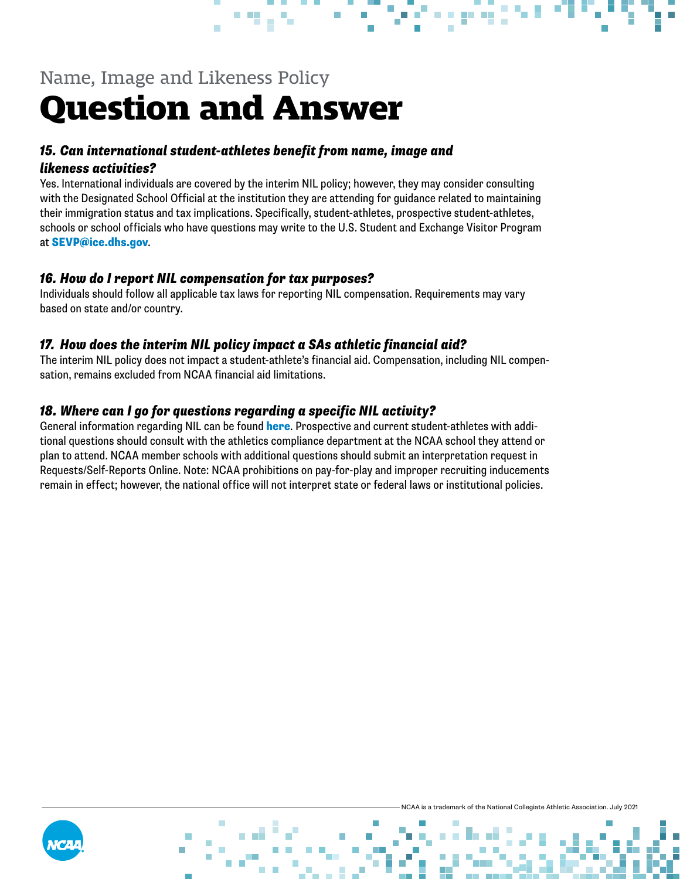Name, Image and Likeness Policy

# Question and Answer

### *15. Can international student-athletes benefit from name, image and likeness activities?*

Yes. International individuals are covered by the interim NIL policy; however, they may consider consulting with the Designated School Official at the institution they are attending for guidance related to maintaining their immigration status and tax implications. Specifically, student-athletes, prospective student-athletes, schools or school officials who have questions may write to the U.S. Student and Exchange Visitor Program at **SEVP@ice.dhs.gov**.

### *16. How do I report NIL compensation for tax purposes?*

Individuals should follow all applicable tax laws for reporting NIL compensation. Requirements may vary based on state and/or country.

### *17. How does the interim NIL policy impact a SAs athletic financial aid?*

The interim NIL policy does not impact a student-athlete's financial aid. Compensation, including NIL compensation, remains excluded from NCAA financial aid limitations.

### *18. Where can I go for questions regarding a specific NIL activity?*

General information regarding NIL can be found **here**. Prospective and current student-athletes with additional questions should consult with the athletics compliance department at the NCAA school they attend or plan to attend. NCAA member schools with additional questions should submit an interpretation request in Requests/Self-Reports Online. Note: NCAA prohibitions on pay-for-play and improper recruiting inducements remain in effect; however, the national office will not interpret state or federal laws or institutional policies.

NCAA is a trademark of the National Collegiate Athletic Association. July 2021